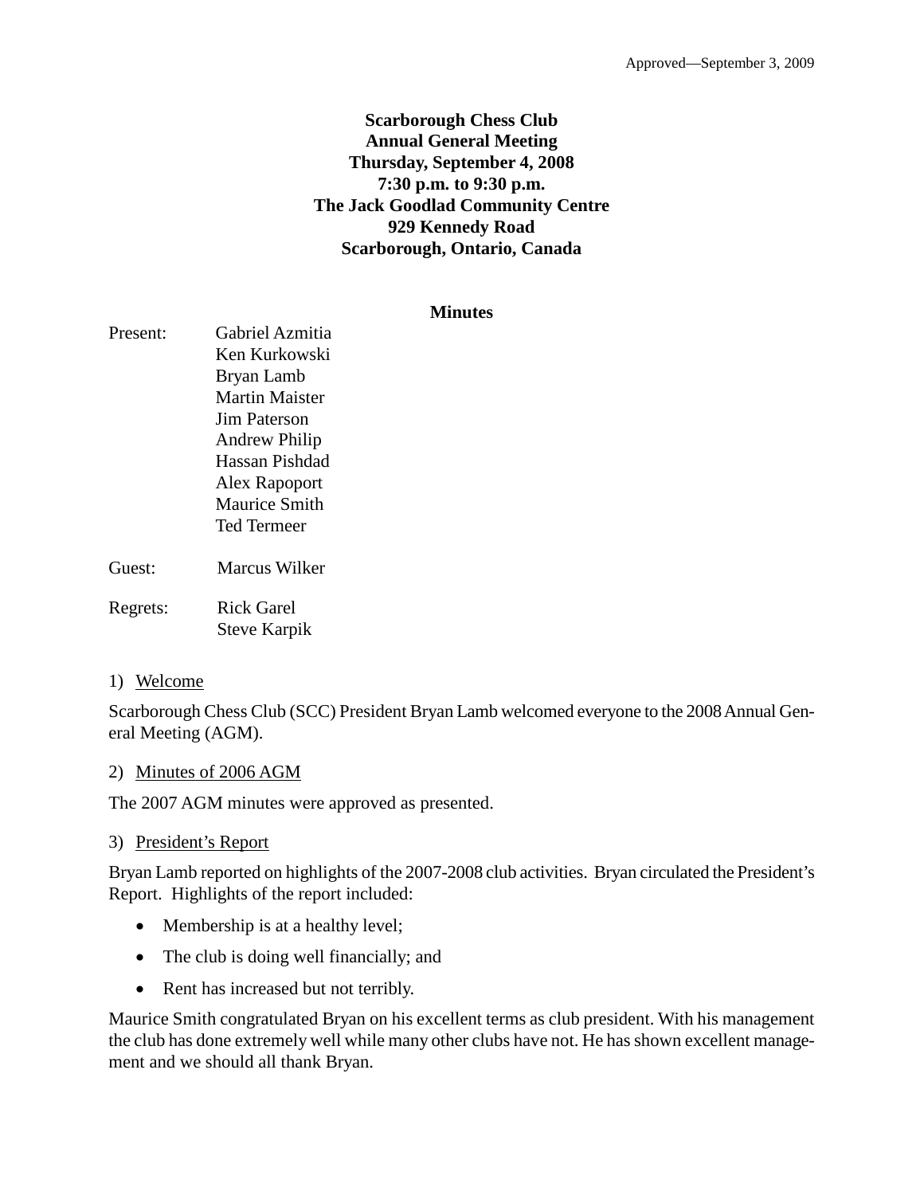Approved—September 3, 2009

**Scarborough Chess Club**
**Annual General Meeting**
**Thursday, September 4, 2008**
**7:30 p.m. to 9:30 p.m.**
**The Jack Goodlad Community Centre**
**929 Kennedy Road**
**Scarborough, Ontario, Canada**

**Minutes**

Present: Gabriel Azmitia
Ken Kurkowski
Bryan Lamb
Martin Maister
Jim Paterson
Andrew Philip
Hassan Pishdad
Alex Rapoport
Maurice Smith
Ted Termeer

Guest: Marcus Wilker

Regrets: Rick Garel
Steve Karpik

1) Welcome

Scarborough Chess Club (SCC) President Bryan Lamb welcomed everyone to the 2008 Annual General Meeting (AGM).

2) Minutes of 2006 AGM

The 2007 AGM minutes were approved as presented.

3) President's Report

Bryan Lamb reported on highlights of the 2007-2008 club activities. Bryan circulated the President's Report. Highlights of the report included:

- Membership is at a healthy level;
- The club is doing well financially; and
- Rent has increased but not terribly.

Maurice Smith congratulated Bryan on his excellent terms as club president. With his management the club has done extremely well while many other clubs have not. He has shown excellent management and we should all thank Bryan.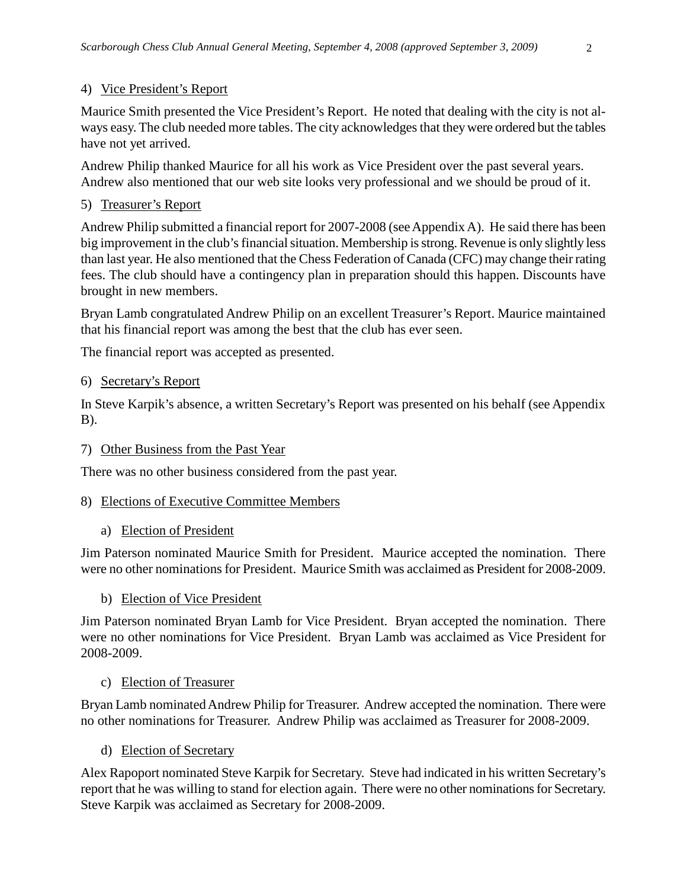4) Vice President's Report

Maurice Smith presented the Vice President's Report. He noted that dealing with the city is not always easy. The club needed more tables. The city acknowledges that they were ordered but the tables have not yet arrived.

Andrew Philip thanked Maurice for all his work as Vice President over the past several years. Andrew also mentioned that our web site looks very professional and we should be proud of it.

5) Treasurer's Report

Andrew Philip submitted a financial report for 2007-2008 (see Appendix A). He said there has been big improvement in the club's financial situation. Membership is strong. Revenue is only slightly less than last year. He also mentioned that the Chess Federation of Canada (CFC) may change their rating fees. The club should have a contingency plan in preparation should this happen. Discounts have brought in new members.

Bryan Lamb congratulated Andrew Philip on an excellent Treasurer's Report. Maurice maintained that his financial report was among the best that the club has ever seen.

The financial report was accepted as presented.

6) Secretary's Report

In Steve Karpik's absence, a written Secretary's Report was presented on his behalf (see Appendix B).

7) Other Business from the Past Year

There was no other business considered from the past year.

8) Elections of Executive Committee Members

a) Election of President

Jim Paterson nominated Maurice Smith for President. Maurice accepted the nomination. There were no other nominations for President. Maurice Smith was acclaimed as President for 2008-2009.

b) Election of Vice President

Jim Paterson nominated Bryan Lamb for Vice President. Bryan accepted the nomination. There were no other nominations for Vice President. Bryan Lamb was acclaimed as Vice President for 2008-2009.

c) Election of Treasurer

Bryan Lamb nominated Andrew Philip for Treasurer. Andrew accepted the nomination. There were no other nominations for Treasurer. Andrew Philip was acclaimed as Treasurer for 2008-2009.

d) Election of Secretary

Alex Rapoport nominated Steve Karpik for Secretary. Steve had indicated in his written Secretary's report that he was willing to stand for election again. There were no other nominations for Secretary. Steve Karpik was acclaimed as Secretary for 2008-2009.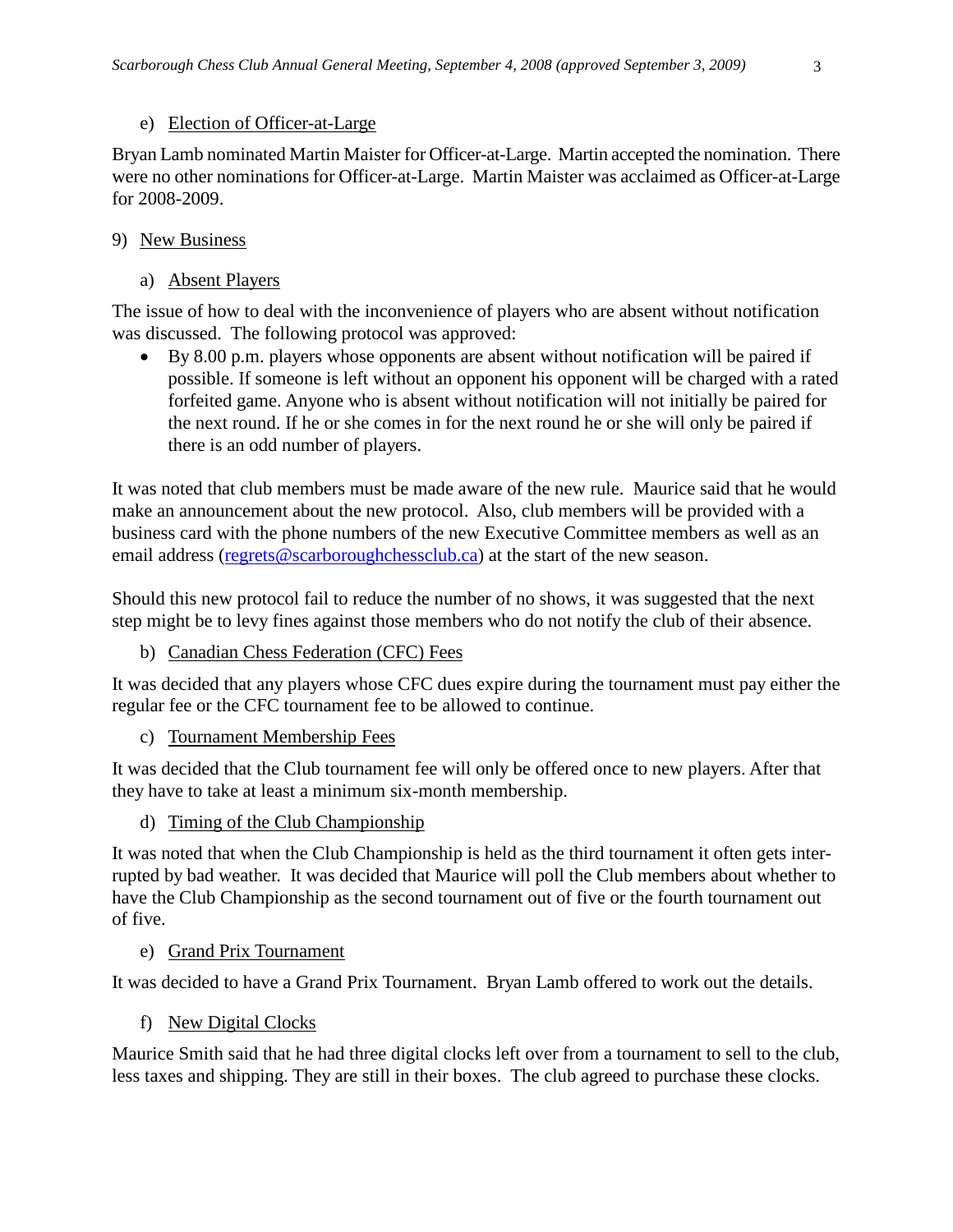e) Election of Officer-at-Large

Bryan Lamb nominated Martin Maister for Officer-at-Large. Martin accepted the nomination. There were no other nominations for Officer-at-Large. Martin Maister was acclaimed as Officer-at-Large for 2008-2009.

9) New Business

a) Absent Players

The issue of how to deal with the inconvenience of players who are absent without notification was discussed. The following protocol was approved:

- By 8.00 p.m. players whose opponents are absent without notification will be paired if possible. If someone is left without an opponent his opponent will be charged with a rated forfeited game. Anyone who is absent without notification will not initially be paired for the next round. If he or she comes in for the next round he or she will only be paired if there is an odd number of players.

It was noted that club members must be made aware of the new rule. Maurice said that he would make an announcement about the new protocol. Also, club members will be provided with a business card with the phone numbers of the new Executive Committee members as well as an email address (regrets@scarboroughchessclub.ca) at the start of the new season.

Should this new protocol fail to reduce the number of no shows, it was suggested that the next step might be to levy fines against those members who do not notify the club of their absence.

b) Canadian Chess Federation (CFC) Fees

It was decided that any players whose CFC dues expire during the tournament must pay either the regular fee or the CFC tournament fee to be allowed to continue.

c) Tournament Membership Fees

It was decided that the Club tournament fee will only be offered once to new players. After that they have to take at least a minimum six-month membership.

d) Timing of the Club Championship

It was noted that when the Club Championship is held as the third tournament it often gets interrupted by bad weather. It was decided that Maurice will poll the Club members about whether to have the Club Championship as the second tournament out of five or the fourth tournament out of five.

e) Grand Prix Tournament

It was decided to have a Grand Prix Tournament. Bryan Lamb offered to work out the details.

f) New Digital Clocks

Maurice Smith said that he had three digital clocks left over from a tournament to sell to the club, less taxes and shipping. They are still in their boxes. The club agreed to purchase these clocks.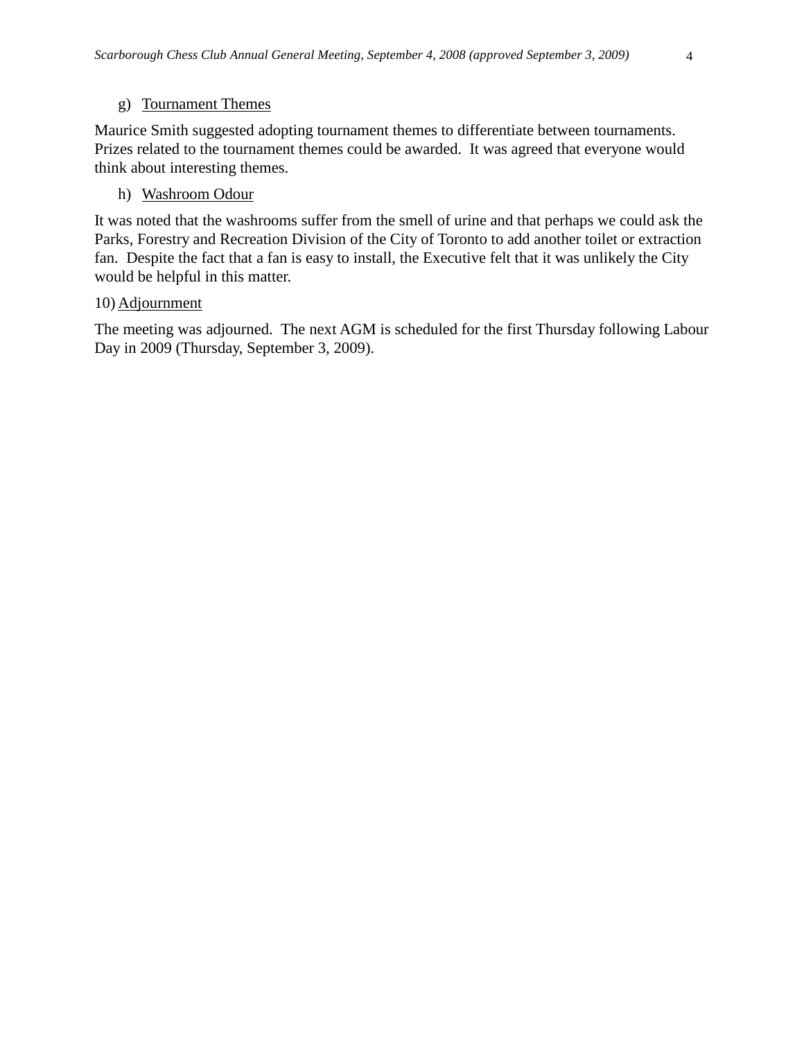g) Tournament Themes

Maurice Smith suggested adopting tournament themes to differentiate between tournaments. Prizes related to the tournament themes could be awarded. It was agreed that everyone would think about interesting themes.

h) Washroom Odour

It was noted that the washrooms suffer from the smell of urine and that perhaps we could ask the Parks, Forestry and Recreation Division of the City of Toronto to add another toilet or extraction fan. Despite the fact that a fan is easy to install, the Executive felt that it was unlikely the City would be helpful in this matter.

10) Adjournment

The meeting was adjourned. The next AGM is scheduled for the first Thursday following Labour Day in 2009 (Thursday, September 3, 2009).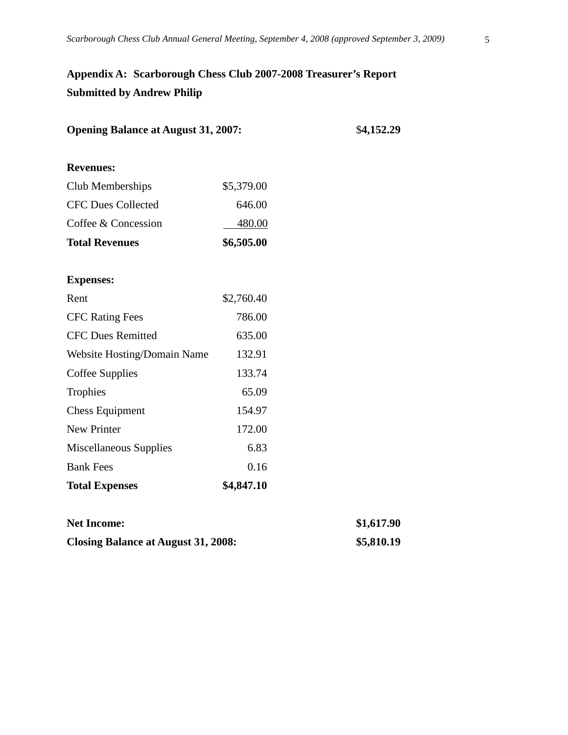## Appendix A: Scarborough Chess Club 2007-2008 Treasurer's Report

**Submitted by Andrew Philip**

| | | |
|---|---|---|
| **Opening Balance at August 31, 2007:** | | **$4,152.29** |
| | | |
| **Revenues:** | | |
| Club Memberships | $5,379.00 | |
| CFC Dues Collected | 646.00 | |
| Coffee & Concession | 480.00 | |
| **Total Revenues** | **$6,505.00** | |
| | | |
| **Expenses:** | | |
| Rent | $2,760.40 | |
| CFC Rating Fees | 786.00 | |
| CFC Dues Remitted | 635.00 | |
| Website Hosting/Domain Name | 132.91 | |
| Coffee Supplies | 133.74 | |
| Trophies | 65.09 | |
| Chess Equipment | 154.97 | |
| New Printer | 172.00 | |
| Miscellaneous Supplies | 6.83 | |
| Bank Fees | 0.16 | |
| **Total Expenses** | **$4,847.10** | |
| | | |
| **Net Income:** | | **$1,617.90** |
| **Closing Balance at August 31, 2008:** | | **$5,810.19** |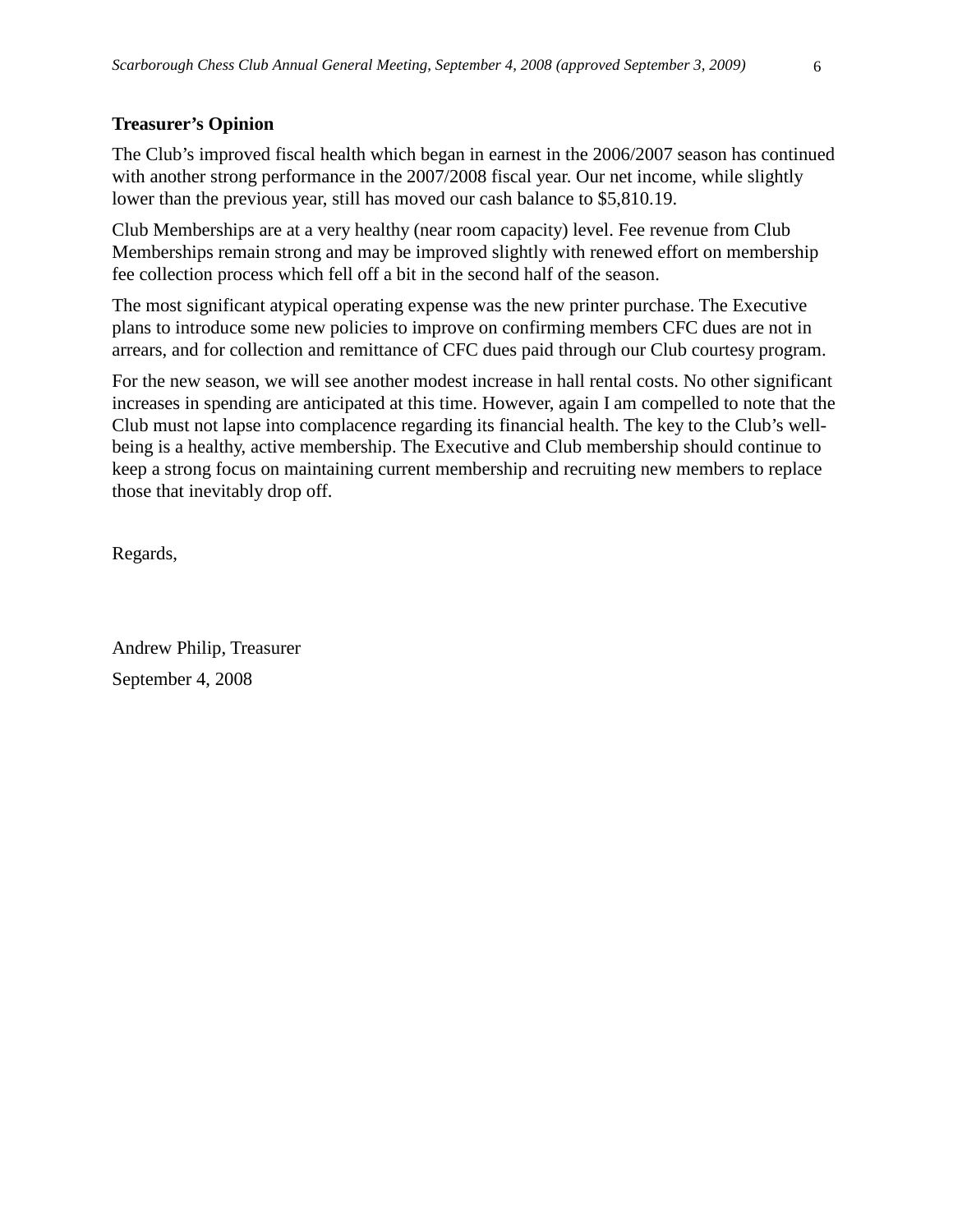**Treasurer's Opinion**

The Club's improved fiscal health which began in earnest in the 2006/2007 season has continued with another strong performance in the 2007/2008 fiscal year. Our net income, while slightly lower than the previous year, still has moved our cash balance to $5,810.19.

Club Memberships are at a very healthy (near room capacity) level. Fee revenue from Club Memberships remain strong and may be improved slightly with renewed effort on membership fee collection process which fell off a bit in the second half of the season.

The most significant atypical operating expense was the new printer purchase. The Executive plans to introduce some new policies to improve on confirming members CFC dues are not in arrears, and for collection and remittance of CFC dues paid through our Club courtesy program.

For the new season, we will see another modest increase in hall rental costs. No other significant increases in spending are anticipated at this time. However, again I am compelled to note that the Club must not lapse into complacence regarding its financial health. The key to the Club's well-being is a healthy, active membership. The Executive and Club membership should continue to keep a strong focus on maintaining current membership and recruiting new members to replace those that inevitably drop off.

Regards,

Andrew Philip, Treasurer

September 4, 2008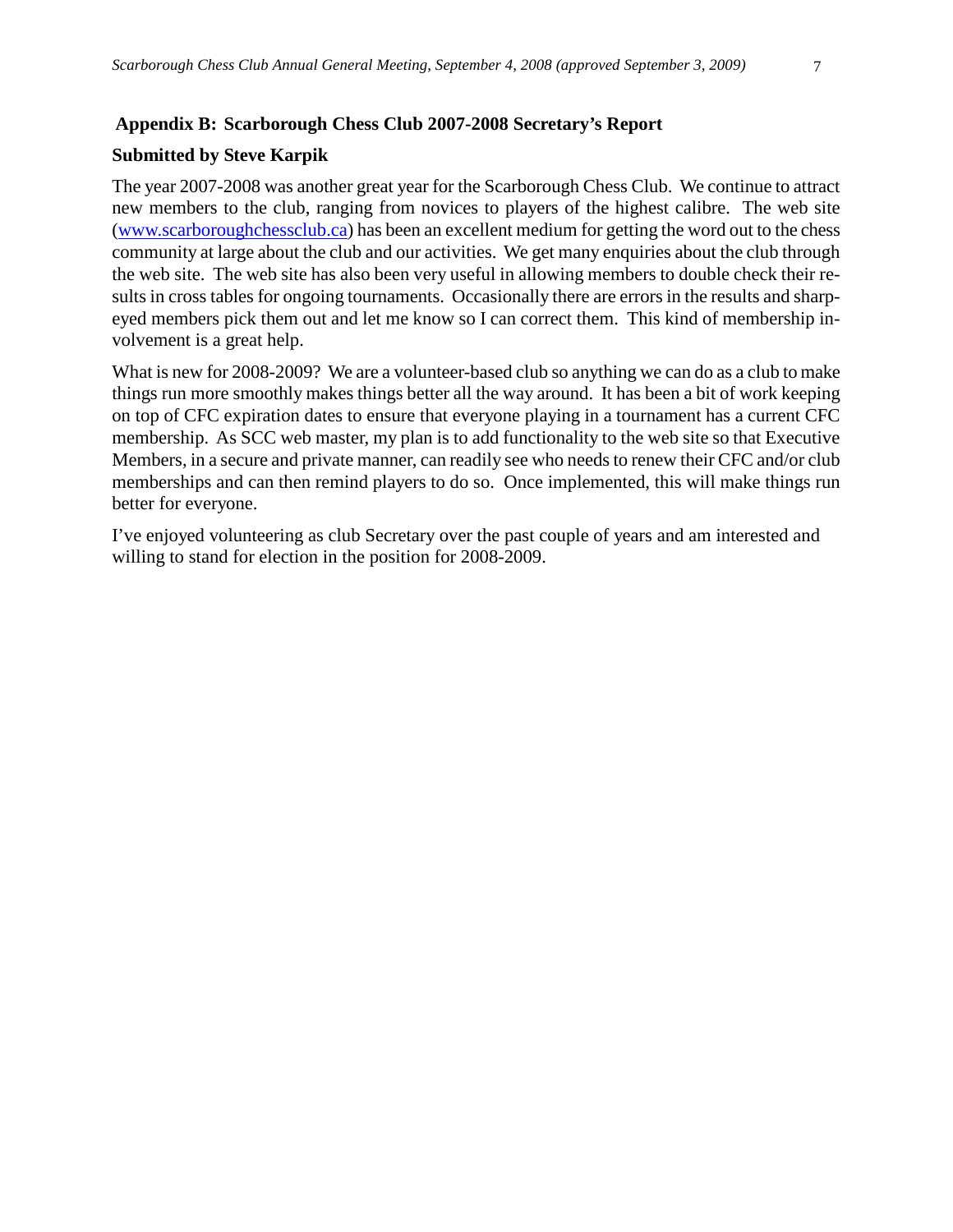## Appendix B: Scarborough Chess Club 2007-2008 Secretary's Report

**Submitted by Steve Karpik**

The year 2007-2008 was another great year for the Scarborough Chess Club. We continue to attract new members to the club, ranging from novices to players of the highest calibre. The web site (www.scarboroughchessclub.ca) has been an excellent medium for getting the word out to the chess community at large about the club and our activities. We get many enquiries about the club through the web site. The web site has also been very useful in allowing members to double check their results in cross tables for ongoing tournaments. Occasionally there are errors in the results and sharp-eyed members pick them out and let me know so I can correct them. This kind of membership involvement is a great help.

What is new for 2008-2009? We are a volunteer-based club so anything we can do as a club to make things run more smoothly makes things better all the way around. It has been a bit of work keeping on top of CFC expiration dates to ensure that everyone playing in a tournament has a current CFC membership. As SCC web master, my plan is to add functionality to the web site so that Executive Members, in a secure and private manner, can readily see who needs to renew their CFC and/or club memberships and can then remind players to do so. Once implemented, this will make things run better for everyone.

I've enjoyed volunteering as club Secretary over the past couple of years and am interested and willing to stand for election in the position for 2008-2009.